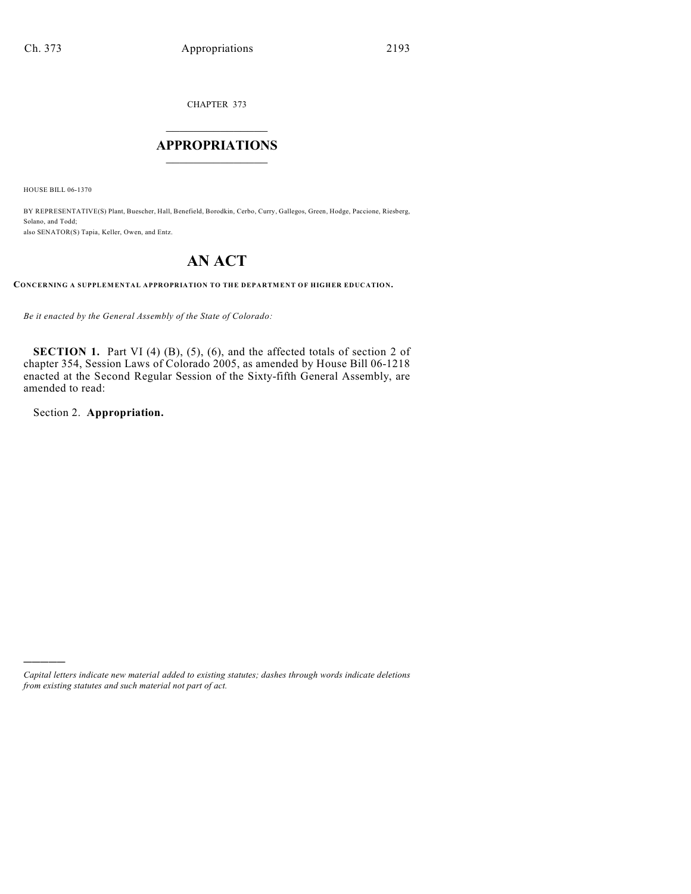CHAPTER 373

# APPROPRIATIONS

HOUSE BILL 06-1370

BY REPRESENTATIVE(S) Plant, Buescher, Hall, Benefield, Borodkin, Cerbo, Curry, Gallegos, Green, Hodge, Paccione, Riesberg, Solano, and Todd;
also SENATOR(S) Tapia, Keller, Owen, and Entz.

# AN ACT

**CONCERNING A SUPPLEMENTAL APPROPRIATION TO THE DEPARTMENT OF HIGHER EDUCATION.**

*Be it enacted by the General Assembly of the State of Colorado:*

**SECTION 1.** Part VI (4) (B), (5), (6), and the affected totals of section 2 of chapter 354, Session Laws of Colorado 2005, as amended by House Bill 06-1218 enacted at the Second Regular Session of the Sixty-fifth General Assembly, are amended to read:

Section 2. **Appropriation.**

---

*Capital letters indicate new material added to existing statutes; dashes through words indicate deletions from existing statutes and such material not part of act.*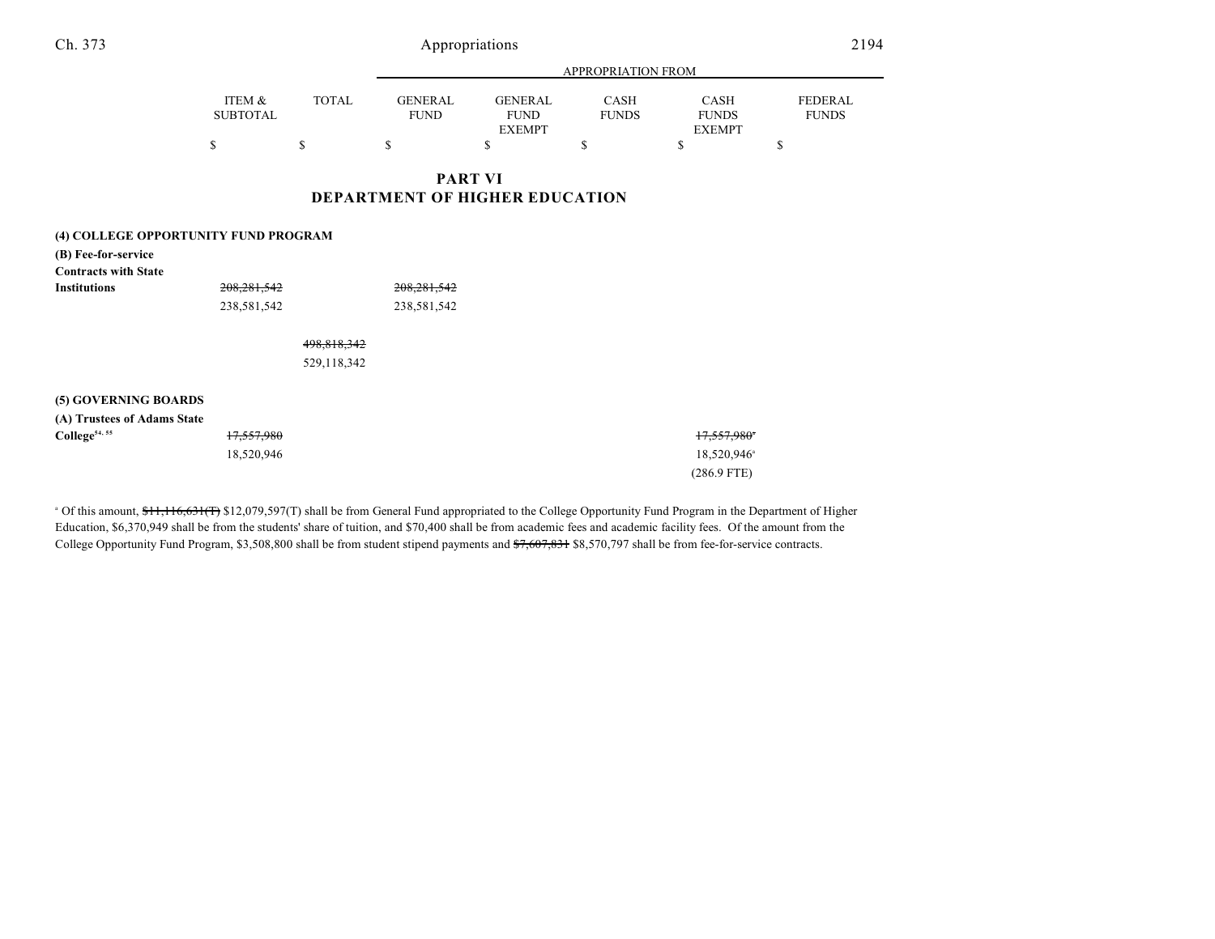## PART VI
## DEPARTMENT OF HIGHER EDUCATION

| | ITEM & SUBTOTAL | TOTAL | APPROPRIATION FROM GENERAL FUND | GENERAL FUND EXEMPT | CASH FUNDS | CASH FUNDS EXEMPT | FEDERAL FUNDS |
|---|---|---|---|---|---|---|---|
| | $ | $ | $ | $ | $ | $ | $ |
| **(4) COLLEGE OPPORTUNITY FUND PROGRAM** | | | | | | | |
| **(B) Fee-for-service Contracts with State Institutions** | ~~208,281,542~~ 238,581,542 | | ~~208,281,542~~ 238,581,542 | | | | |
| | | ~~498,818,342~~ 529,118,342 | | | | | |
| **(5) GOVERNING BOARDS** | | | | | | | |
| **(A) Trustees of Adams State College**[54, 55] | ~~17,557,980~~ 18,520,946 | | | | | ~~17,557,980~~[a] 18,520,946[a] (286.9 FTE) | |

[a] Of this amount, ~~$11,116,631(T)~~ $12,079,597(T) shall be from General Fund appropriated to the College Opportunity Fund Program in the Department of Higher Education, $6,370,949 shall be from the students' share of tuition, and $70,400 shall be from academic fees and academic facility fees. Of the amount from the College Opportunity Fund Program, $3,508,800 shall be from student stipend payments and ~~$7,607,831~~ $8,570,797 shall be from fee-for-service contracts.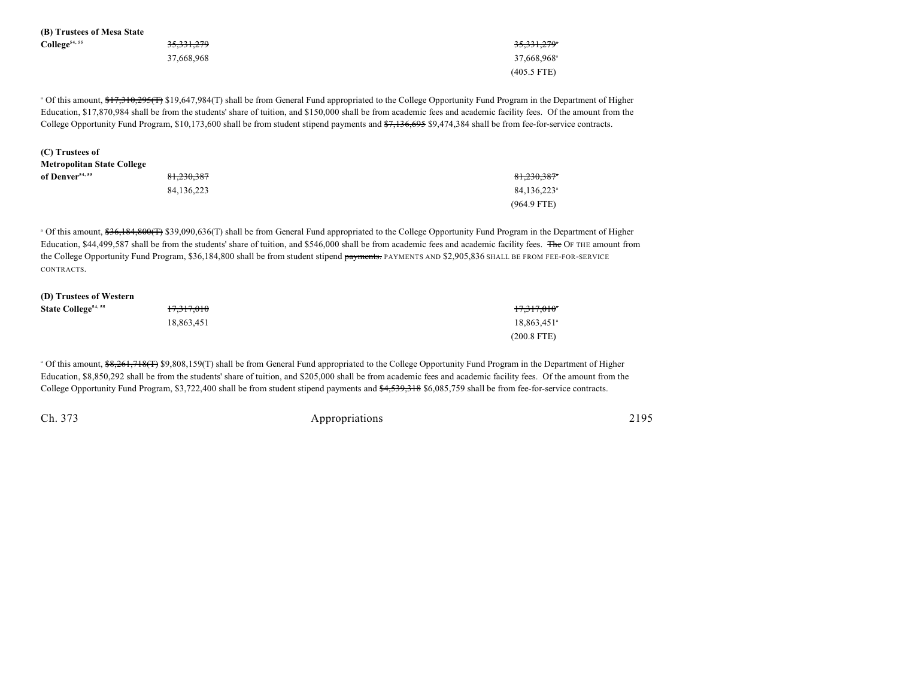**(B) Trustees of Mesa State College**[54, 55]

| | | |
|---|---|---|
| | ~~35,331,279~~ | ~~35,331,279~~[a] |
| | 37,668,968 | 37,668,968[a] |
| | | (405.5 FTE) |

[a] Of this amount, ~~$17,310,295(T)~~ $19,647,984(T) shall be from General Fund appropriated to the College Opportunity Fund Program in the Department of Higher Education, $17,870,984 shall be from the students' share of tuition, and $150,000 shall be from academic fees and academic facility fees. Of the amount from the College Opportunity Fund Program, $10,173,600 shall be from student stipend payments and ~~$7,136,695~~ $9,474,384 shall be from fee-for-service contracts.

**(C) Trustees of Metropolitan State College of Denver**[54, 55]

| | | |
|---|---|---|
| | ~~81,230,387~~ | ~~81,230,387~~[a] |
| | 84,136,223 | 84,136,223[a] |
| | | (964.9 FTE) |

[a] Of this amount, ~~$36,184,800(T)~~ $39,090,636(T) shall be from General Fund appropriated to the College Opportunity Fund Program in the Department of Higher Education, $44,499,587 shall be from the students' share of tuition, and $546,000 shall be from academic fees and academic facility fees. ~~The~~ OF THE amount from the College Opportunity Fund Program, $36,184,800 shall be from student stipend ~~payments.~~ PAYMENTS AND $2,905,836 SHALL BE FROM FEE-FOR-SERVICE CONTRACTS.

**(D) Trustees of Western State College**[54, 55]

| | | |
|---|---|---|
| | ~~17,317,010~~ | ~~17,317,010~~[a] |
| | 18,863,451 | 18,863,451[a] |
| | | (200.8 FTE) |

[a] Of this amount, ~~$8,261,718(T)~~ $9,808,159(T) shall be from General Fund appropriated to the College Opportunity Fund Program in the Department of Higher Education, $8,850,292 shall be from the students' share of tuition, and $205,000 shall be from academic fees and academic facility fees. Of the amount from the College Opportunity Fund Program, $3,722,400 shall be from student stipend payments and ~~$4,539,318~~ $6,085,759 shall be from fee-for-service contracts.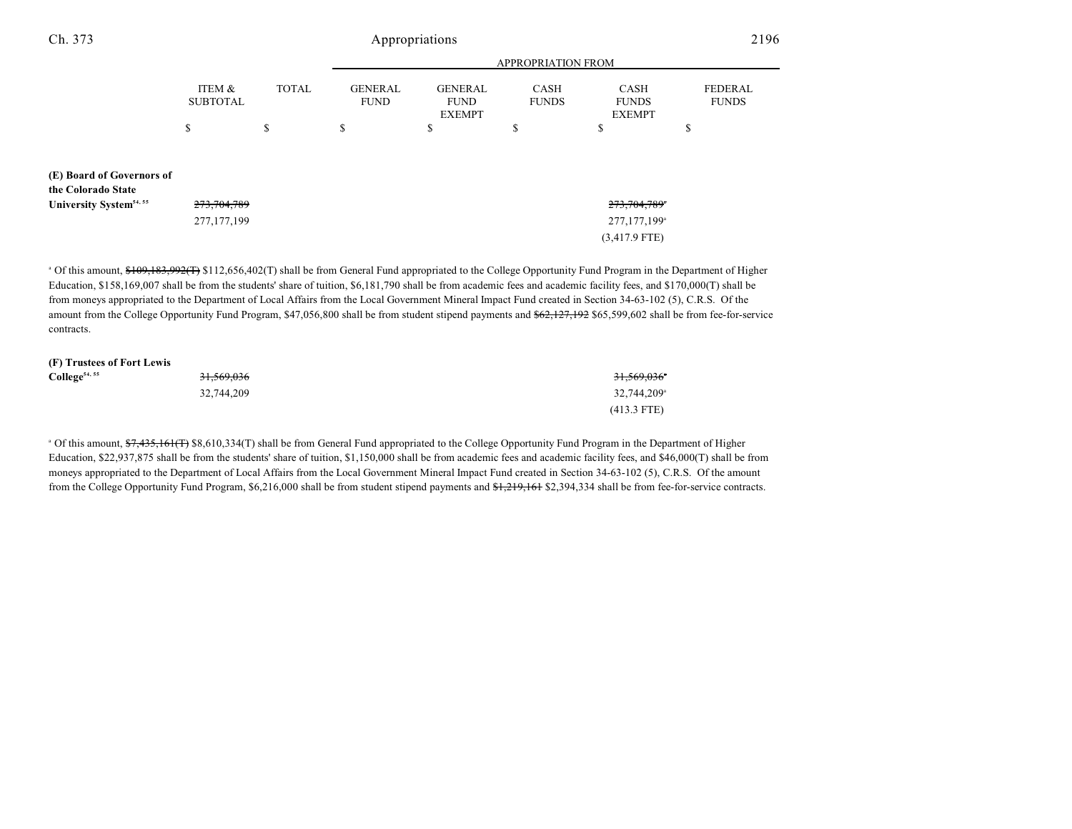| | ITEM & SUBTOTAL | TOTAL | APPROPRIATION FROM GENERAL FUND | GENERAL FUND EXEMPT | CASH FUNDS | CASH FUNDS EXEMPT | FEDERAL FUNDS |
|---|---|---|---|---|---|---|---|
| | $ | $ | $ | $ | $ | $ | $ |
| **(E) Board of Governors of the Colorado State University System**[54, 55] | ~~273,704,789~~ | | | | | ~~273,704,789~~[a] | |
| | 277,177,199 | | | | | 277,177,199[a] | |
| | | | | | | (3,417.9 FTE) | |

[a] Of this amount, ~~$109,183,992(T)~~ $112,656,402(T) shall be from General Fund appropriated to the College Opportunity Fund Program in the Department of Higher Education, $158,169,007 shall be from the students' share of tuition, $6,181,790 shall be from academic fees and academic facility fees, and $170,000(T) shall be from moneys appropriated to the Department of Local Affairs from the Local Government Mineral Impact Fund created in Section 34-63-102 (5), C.R.S. Of the amount from the College Opportunity Fund Program, $47,056,800 shall be from student stipend payments and ~~$62,127,192~~ $65,599,602 shall be from fee-for-service contracts.

| | ITEM & SUBTOTAL | TOTAL | GENERAL FUND | GENERAL FUND EXEMPT | CASH FUNDS | CASH FUNDS EXEMPT | FEDERAL FUNDS |
|---|---|---|---|---|---|---|---|
| **(F) Trustees of Fort Lewis College**[54, 55] | ~~31,569,036~~ | | | | | ~~31,569,036~~[a] | |
| | 32,744,209 | | | | | 32,744,209[a] | |
| | | | | | | (413.3 FTE) | |

[a] Of this amount, ~~$7,435,161(T)~~ $8,610,334(T) shall be from General Fund appropriated to the College Opportunity Fund Program in the Department of Higher Education, $22,937,875 shall be from the students' share of tuition, $1,150,000 shall be from academic fees and academic facility fees, and $46,000(T) shall be from moneys appropriated to the Department of Local Affairs from the Local Government Mineral Impact Fund created in Section 34-63-102 (5), C.R.S. Of the amount from the College Opportunity Fund Program, $6,216,000 shall be from student stipend payments and ~~$1,219,161~~ $2,394,334 shall be from fee-for-service contracts.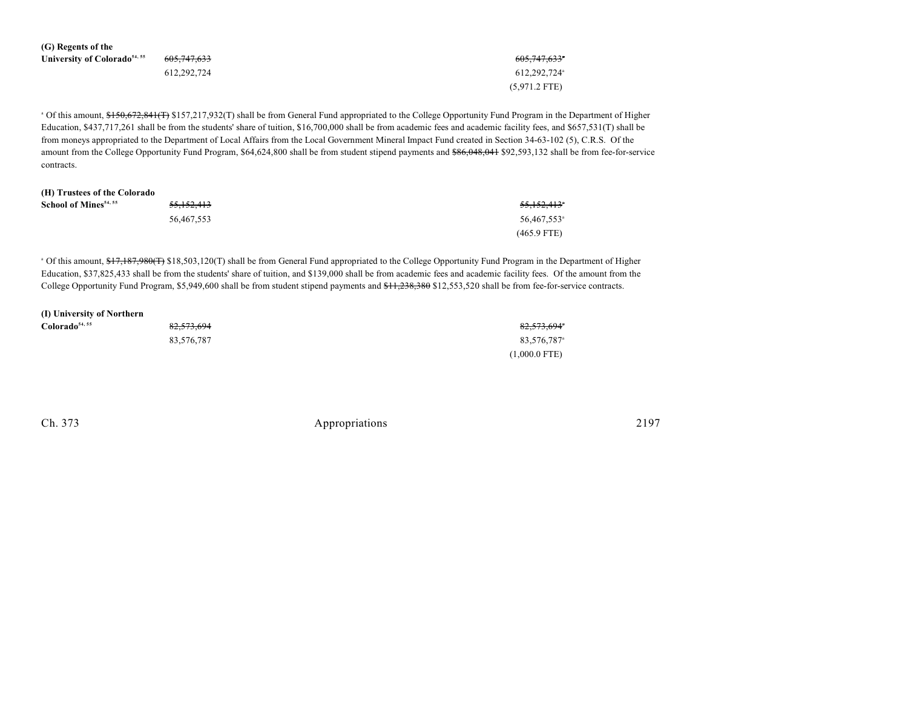**(G) Regents of the University of Colorado**[54, 55]

| | | |
|---|---|---|
| ~~605,747,633~~ | ~~605,747,633~~[a] | |
| 612,292,724 | 612,292,724[a] | |
| | (5,971.2 FTE) | |

[a] Of this amount, ~~$150,672,841(T)~~ $157,217,932(T) shall be from General Fund appropriated to the College Opportunity Fund Program in the Department of Higher Education, $437,717,261 shall be from the students' share of tuition, $16,700,000 shall be from academic fees and academic facility fees, and $657,531(T) shall be from moneys appropriated to the Department of Local Affairs from the Local Government Mineral Impact Fund created in Section 34-63-102 (5), C.R.S. Of the amount from the College Opportunity Fund Program, $64,624,800 shall be from student stipend payments and ~~$86,048,041~~ $92,593,132 shall be from fee-for-service contracts.

**(H) Trustees of the Colorado School of Mines**[54, 55]

| | | |
|---|---|---|
| ~~55,152,413~~ | ~~55,152,413~~[a] | |
| 56,467,553 | 56,467,553[a] | |
| | (465.9 FTE) | |

[a] Of this amount, ~~$17,187,980(T)~~ $18,503,120(T) shall be from General Fund appropriated to the College Opportunity Fund Program in the Department of Higher Education, $37,825,433 shall be from the students' share of tuition, and $139,000 shall be from academic fees and academic facility fees. Of the amount from the College Opportunity Fund Program, $5,949,600 shall be from student stipend payments and ~~$11,238,380~~ $12,553,520 shall be from fee-for-service contracts.

**(I) University of Northern Colorado**[54, 55]

| | | |
|---|---|---|
| ~~82,573,694~~ | ~~82,573,694~~[a] | |
| 83,576,787 | 83,576,787[a] | |
| | (1,000.0 FTE) | |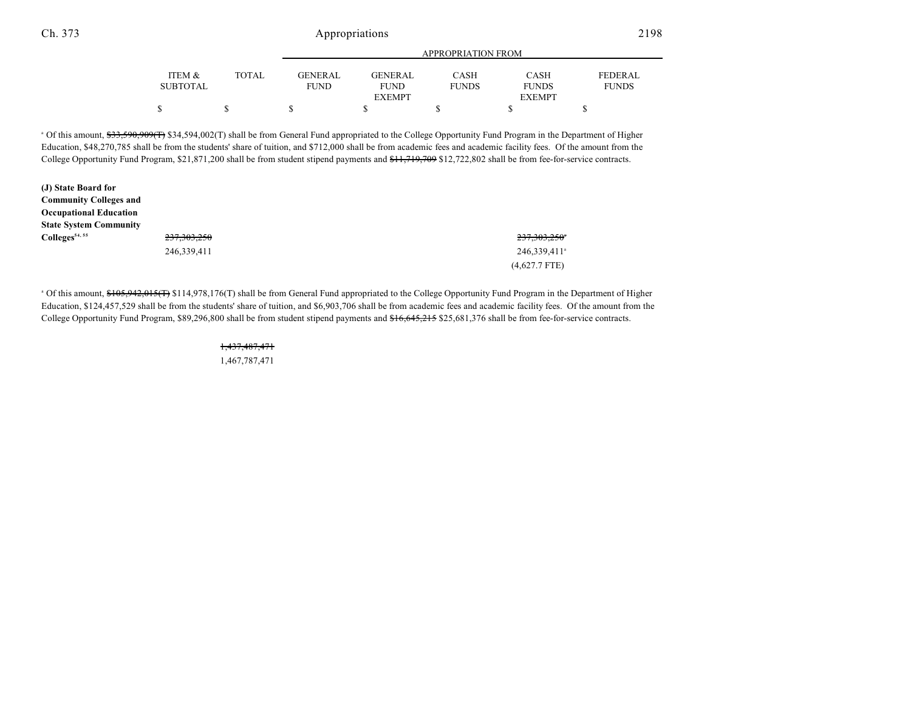| | ITEM & SUBTOTAL | TOTAL | APPROPRIATION FROM GENERAL FUND | GENERAL FUND EXEMPT | CASH FUNDS | CASH FUNDS EXEMPT | FEDERAL FUNDS |
|---|---|---|---|---|---|---|---|
| | $ | $ | $ | $ | $ | $ | $ |

[a] Of this amount, ~~$33,590,909(T)~~ $34,594,002(T) shall be from General Fund appropriated to the College Opportunity Fund Program in the Department of Higher Education, $48,270,785 shall be from the students' share of tuition, and $712,000 shall be from academic fees and academic facility fees. Of the amount from the College Opportunity Fund Program, $21,871,200 shall be from student stipend payments and ~~$11,719,709~~ $12,722,802 shall be from fee-for-service contracts.

| | ITEM & SUBTOTAL | TOTAL | GENERAL FUND | GENERAL FUND EXEMPT | CASH FUNDS | CASH FUNDS EXEMPT | FEDERAL FUNDS |
|---|---|---|---|---|---|---|---|
| **(J) State Board for Community Colleges and Occupational Education State System Community Colleges**[54, 55] | ~~237,303,250~~ 246,339,411 | | | | | ~~237,303,250~~[a] 246,339,411[a] (4,627.7 FTE) | |

[a] Of this amount, ~~$105,942,015(T)~~ $114,978,176(T) shall be from General Fund appropriated to the College Opportunity Fund Program in the Department of Higher Education, $124,457,529 shall be from the students' share of tuition, and $6,903,706 shall be from academic fees and academic facility fees. Of the amount from the College Opportunity Fund Program, $89,296,800 shall be from student stipend payments and ~~$16,645,215~~ $25,681,376 shall be from fee-for-service contracts.

| | ITEM & SUBTOTAL | TOTAL | GENERAL FUND | GENERAL FUND EXEMPT | CASH FUNDS | CASH FUNDS EXEMPT | FEDERAL FUNDS |
|---|---|---|---|---|---|---|---|
| | | ~~1,437,487,471~~ 1,467,787,471 | | | | | |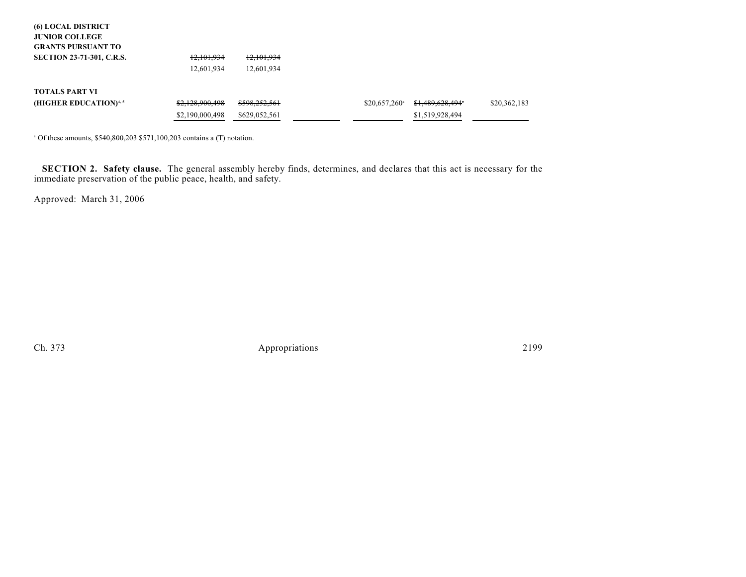| | | | | | | |
|---|---|---|---|---|---|---|
| **(6) LOCAL DISTRICT JUNIOR COLLEGE GRANTS PURSUANT TO SECTION 23-71-301, C.R.S.** | ~~12,101,934~~ 12,601,934 | ~~12,101,934~~ 12,601,934 | | | | |
| **TOTALS PART VI (HIGHER EDUCATION)**[4, 5] | ~~$2,128,900,498~~ $2,190,000,498 | ~~$598,252,561~~ $629,052,561 | | $20,657,260[a] | ~~$1,489,628,494~~[a] $1,519,928,494 | $20,362,183 |

[a] Of these amounts, ~~$540,800,203~~ $571,100,203 contains a (T) notation.

**SECTION 2. Safety clause.** The general assembly hereby finds, determines, and declares that this act is necessary for the immediate preservation of the public peace, health, and safety.

Approved: March 31, 2006